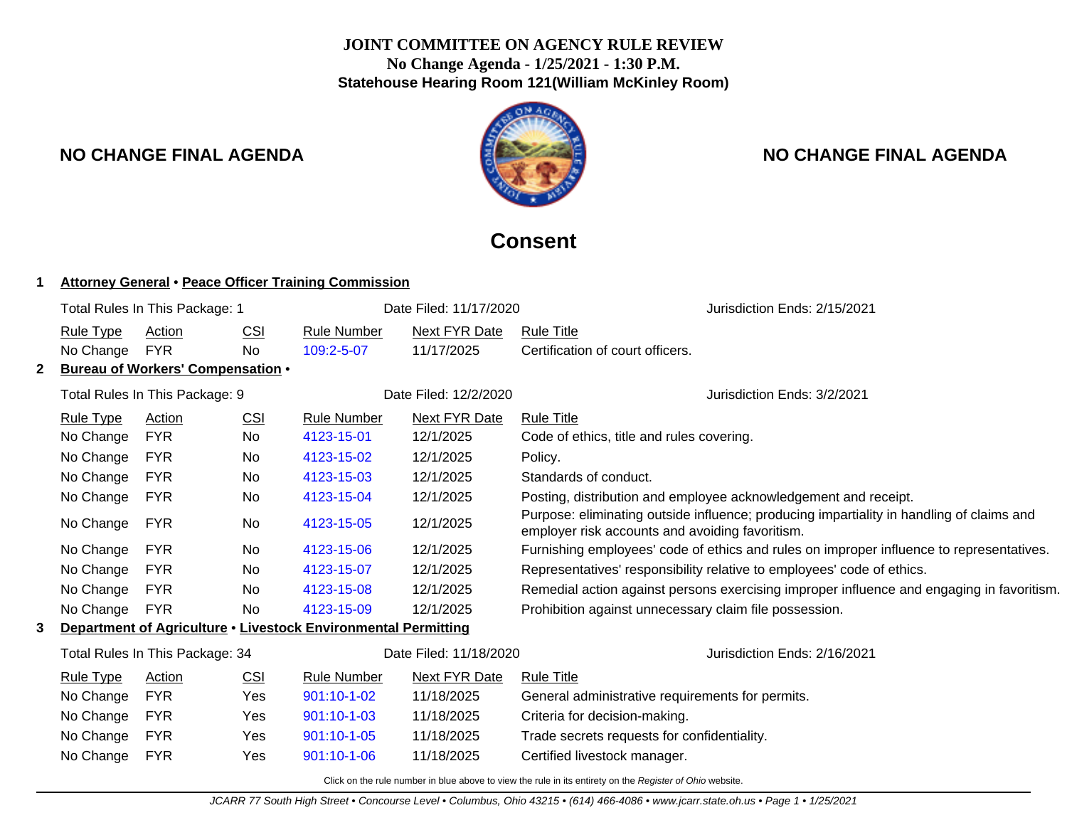**JOINT COMMITTEE ON AGENCY RULE REVIEW**
**No Change Agenda - 1/25/2021 - 1:30 P.M.**
**Statehouse Hearing Room 121(William McKinley Room)**

**NO CHANGE FINAL AGENDA** **NO CHANGE FINAL AGENDA**

# Consent

**1 Attorney General • Peace Officer Training Commission**

Total Rules In This Package: 1 Date Filed: 11/17/2020 Jurisdiction Ends: 2/15/2021

| Rule Type | Action | CSI | Rule Number | Next FYR Date | Rule Title |
|---|---|---|---|---|---|
| No Change | FYR | No | 109:2-5-07 | 11/17/2025 | Certification of court officers. |

**2 Bureau of Workers' Compensation •**

Total Rules In This Package: 9 Date Filed: 12/2/2020 Jurisdiction Ends: 3/2/2021

| Rule Type | Action | CSI | Rule Number | Next FYR Date | Rule Title |
|---|---|---|---|---|---|
| No Change | FYR | No | 4123-15-01 | 12/1/2025 | Code of ethics, title and rules covering. |
| No Change | FYR | No | 4123-15-02 | 12/1/2025 | Policy. |
| No Change | FYR | No | 4123-15-03 | 12/1/2025 | Standards of conduct. |
| No Change | FYR | No | 4123-15-04 | 12/1/2025 | Posting, distribution and employee acknowledgement and receipt. |
| No Change | FYR | No | 4123-15-05 | 12/1/2025 | Purpose: eliminating outside influence; producing impartiality in handling of claims and employer risk accounts and avoiding favoritism. |
| No Change | FYR | No | 4123-15-06 | 12/1/2025 | Furnishing employees' code of ethics and rules on improper influence to representatives. |
| No Change | FYR | No | 4123-15-07 | 12/1/2025 | Representatives' responsibility relative to employees' code of ethics. |
| No Change | FYR | No | 4123-15-08 | 12/1/2025 | Remedial action against persons exercising improper influence and engaging in favoritism. |
| No Change | FYR | No | 4123-15-09 | 12/1/2025 | Prohibition against unnecessary claim file possession. |

**3 Department of Agriculture • Livestock Environmental Permitting**

Total Rules In This Package: 34 Date Filed: 11/18/2020 Jurisdiction Ends: 2/16/2021

| Rule Type | Action | CSI | Rule Number | Next FYR Date | Rule Title |
|---|---|---|---|---|---|
| No Change | FYR | Yes | 901:10-1-02 | 11/18/2025 | General administrative requirements for permits. |
| No Change | FYR | Yes | 901:10-1-03 | 11/18/2025 | Criteria for decision-making. |
| No Change | FYR | Yes | 901:10-1-05 | 11/18/2025 | Trade secrets requests for confidentiality. |
| No Change | FYR | Yes | 901:10-1-06 | 11/18/2025 | Certified livestock manager. |

Click on the rule number in blue above to view the rule in its entirety on the *Register of Ohio* website.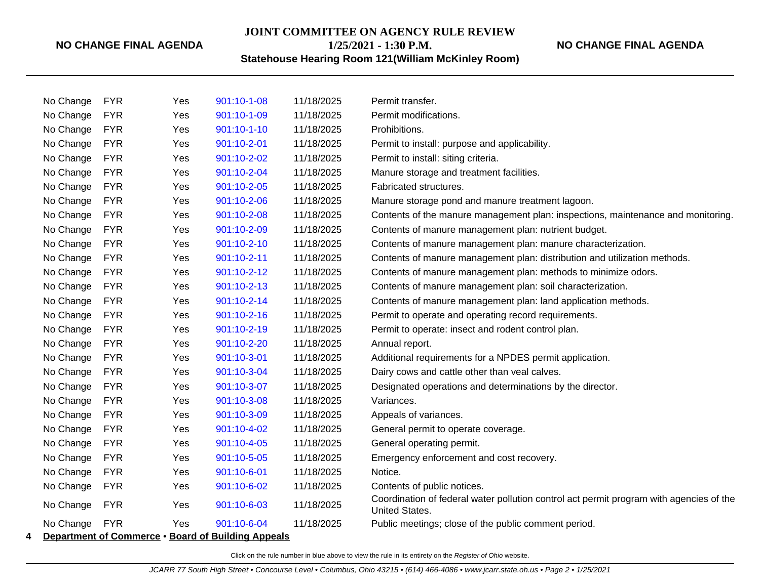| | | | | | |
|---|---|---|---|---|---|
| No Change | FYR | Yes | 901:10-1-08 | 11/18/2025 | Permit transfer. |
| No Change | FYR | Yes | 901:10-1-09 | 11/18/2025 | Permit modifications. |
| No Change | FYR | Yes | 901:10-1-10 | 11/18/2025 | Prohibitions. |
| No Change | FYR | Yes | 901:10-2-01 | 11/18/2025 | Permit to install: purpose and applicability. |
| No Change | FYR | Yes | 901:10-2-02 | 11/18/2025 | Permit to install: siting criteria. |
| No Change | FYR | Yes | 901:10-2-04 | 11/18/2025 | Manure storage and treatment facilities. |
| No Change | FYR | Yes | 901:10-2-05 | 11/18/2025 | Fabricated structures. |
| No Change | FYR | Yes | 901:10-2-06 | 11/18/2025 | Manure storage pond and manure treatment lagoon. |
| No Change | FYR | Yes | 901:10-2-08 | 11/18/2025 | Contents of the manure management plan: inspections, maintenance and monitoring. |
| No Change | FYR | Yes | 901:10-2-09 | 11/18/2025 | Contents of manure management plan: nutrient budget. |
| No Change | FYR | Yes | 901:10-2-10 | 11/18/2025 | Contents of manure management plan: manure characterization. |
| No Change | FYR | Yes | 901:10-2-11 | 11/18/2025 | Contents of manure management plan: distribution and utilization methods. |
| No Change | FYR | Yes | 901:10-2-12 | 11/18/2025 | Contents of manure management plan: methods to minimize odors. |
| No Change | FYR | Yes | 901:10-2-13 | 11/18/2025 | Contents of manure management plan: soil characterization. |
| No Change | FYR | Yes | 901:10-2-14 | 11/18/2025 | Contents of manure management plan: land application methods. |
| No Change | FYR | Yes | 901:10-2-16 | 11/18/2025 | Permit to operate and operating record requirements. |
| No Change | FYR | Yes | 901:10-2-19 | 11/18/2025 | Permit to operate: insect and rodent control plan. |
| No Change | FYR | Yes | 901:10-2-20 | 11/18/2025 | Annual report. |
| No Change | FYR | Yes | 901:10-3-01 | 11/18/2025 | Additional requirements for a NPDES permit application. |
| No Change | FYR | Yes | 901:10-3-04 | 11/18/2025 | Dairy cows and cattle other than veal calves. |
| No Change | FYR | Yes | 901:10-3-07 | 11/18/2025 | Designated operations and determinations by the director. |
| No Change | FYR | Yes | 901:10-3-08 | 11/18/2025 | Variances. |
| No Change | FYR | Yes | 901:10-3-09 | 11/18/2025 | Appeals of variances. |
| No Change | FYR | Yes | 901:10-4-02 | 11/18/2025 | General permit to operate coverage. |
| No Change | FYR | Yes | 901:10-4-05 | 11/18/2025 | General operating permit. |
| No Change | FYR | Yes | 901:10-5-05 | 11/18/2025 | Emergency enforcement and cost recovery. |
| No Change | FYR | Yes | 901:10-6-01 | 11/18/2025 | Notice. |
| No Change | FYR | Yes | 901:10-6-02 | 11/18/2025 | Contents of public notices. |
| No Change | FYR | Yes | 901:10-6-03 | 11/18/2025 | Coordination of federal water pollution control act permit program with agencies of the United States. |
| No Change | FYR | Yes | 901:10-6-04 | 11/18/2025 | Public meetings; close of the public comment period. |

**4** **Department of Commerce** • **Board of Building Appeals**

Click on the rule number in blue above to view the rule in its entirety on the *Register of Ohio* website.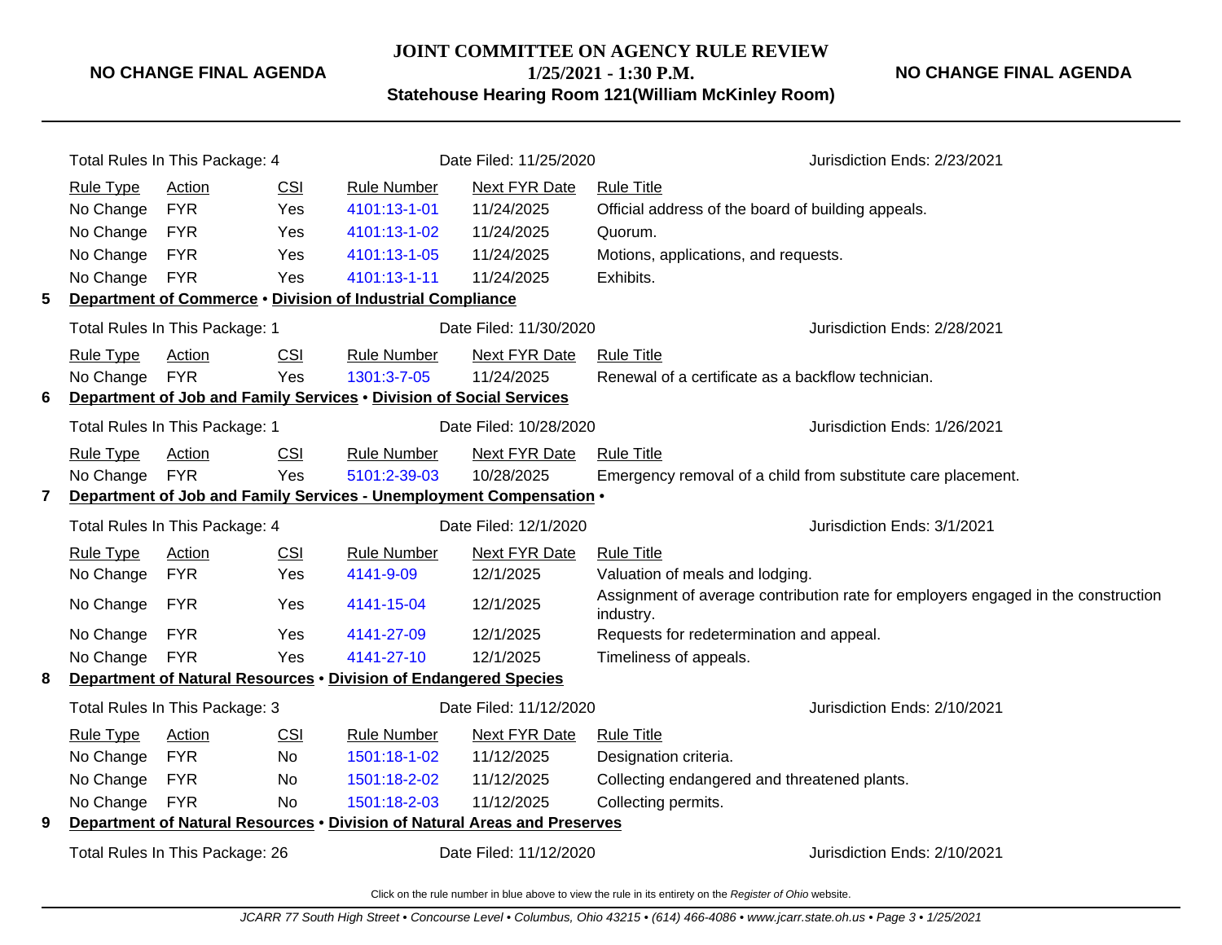Total Rules In This Package: 4 | Date Filed: 11/25/2020 | Jurisdiction Ends: 2/23/2021

| Rule Type | Action | CSI | Rule Number | Next FYR Date | Rule Title |
|---|---|---|---|---|---|
| No Change | FYR | Yes | 4101:13-1-01 | 11/24/2025 | Official address of the board of building appeals. |
| No Change | FYR | Yes | 4101:13-1-02 | 11/24/2025 | Quorum. |
| No Change | FYR | Yes | 4101:13-1-05 | 11/24/2025 | Motions, applications, and requests. |
| No Change | FYR | Yes | 4101:13-1-11 | 11/24/2025 | Exhibits. |

**5 Department of Commerce • Division of Industrial Compliance**

Total Rules In This Package: 1 | Date Filed: 11/30/2020 | Jurisdiction Ends: 2/28/2021

| Rule Type | Action | CSI | Rule Number | Next FYR Date | Rule Title |
|---|---|---|---|---|---|
| No Change | FYR | Yes | 1301:3-7-05 | 11/24/2025 | Renewal of a certificate as a backflow technician. |

**6 Department of Job and Family Services • Division of Social Services**

Total Rules In This Package: 1 | Date Filed: 10/28/2020 | Jurisdiction Ends: 1/26/2021

| Rule Type | Action | CSI | Rule Number | Next FYR Date | Rule Title |
|---|---|---|---|---|---|
| No Change | FYR | Yes | 5101:2-39-03 | 10/28/2025 | Emergency removal of a child from substitute care placement. |

**7 Department of Job and Family Services - Unemployment Compensation •**

Total Rules In This Package: 4 | Date Filed: 12/1/2020 | Jurisdiction Ends: 3/1/2021

| Rule Type | Action | CSI | Rule Number | Next FYR Date | Rule Title |
|---|---|---|---|---|---|
| No Change | FYR | Yes | 4141-9-09 | 12/1/2025 | Valuation of meals and lodging. |
| No Change | FYR | Yes | 4141-15-04 | 12/1/2025 | Assignment of average contribution rate for employers engaged in the construction industry. |
| No Change | FYR | Yes | 4141-27-09 | 12/1/2025 | Requests for redetermination and appeal. |
| No Change | FYR | Yes | 4141-27-10 | 12/1/2025 | Timeliness of appeals. |

**8 Department of Natural Resources • Division of Endangered Species**

Total Rules In This Package: 3 | Date Filed: 11/12/2020 | Jurisdiction Ends: 2/10/2021

| Rule Type | Action | CSI | Rule Number | Next FYR Date | Rule Title |
|---|---|---|---|---|---|
| No Change | FYR | No | 1501:18-1-02 | 11/12/2025 | Designation criteria. |
| No Change | FYR | No | 1501:18-2-02 | 11/12/2025 | Collecting endangered and threatened plants. |
| No Change | FYR | No | 1501:18-2-03 | 11/12/2025 | Collecting permits. |

**9 Department of Natural Resources • Division of Natural Areas and Preserves**

Total Rules In This Package: 26 | Date Filed: 11/12/2020 | Jurisdiction Ends: 2/10/2021

Click on the rule number in blue above to view the rule in its entirety on the *Register of Ohio* website.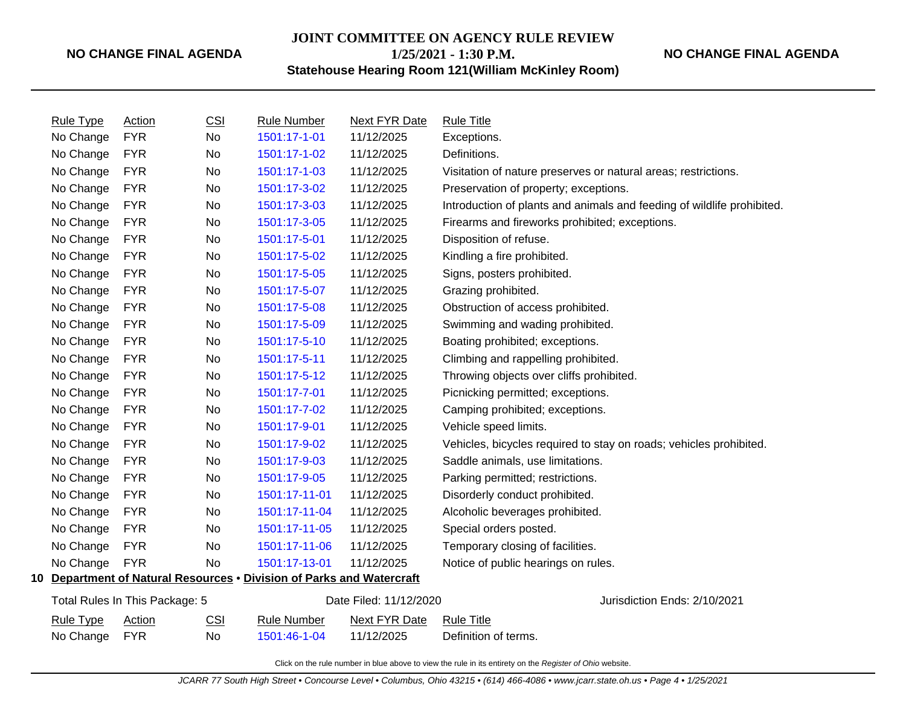**NO CHANGE FINAL AGENDA**

**JOINT COMMITTEE ON AGENCY RULE REVIEW**
**1/25/2021 - 1:30 P.M.**
**Statehouse Hearing Room 121(William McKinley Room)**

**NO CHANGE FINAL AGENDA**

| Rule Type | Action | CSI | Rule Number | Next FYR Date | Rule Title |
|---|---|---|---|---|---|
| No Change | FYR | No | 1501:17-1-01 | 11/12/2025 | Exceptions. |
| No Change | FYR | No | 1501:17-1-02 | 11/12/2025 | Definitions. |
| No Change | FYR | No | 1501:17-1-03 | 11/12/2025 | Visitation of nature preserves or natural areas; restrictions. |
| No Change | FYR | No | 1501:17-3-02 | 11/12/2025 | Preservation of property; exceptions. |
| No Change | FYR | No | 1501:17-3-03 | 11/12/2025 | Introduction of plants and animals and feeding of wildlife prohibited. |
| No Change | FYR | No | 1501:17-3-05 | 11/12/2025 | Firearms and fireworks prohibited; exceptions. |
| No Change | FYR | No | 1501:17-5-01 | 11/12/2025 | Disposition of refuse. |
| No Change | FYR | No | 1501:17-5-02 | 11/12/2025 | Kindling a fire prohibited. |
| No Change | FYR | No | 1501:17-5-05 | 11/12/2025 | Signs, posters prohibited. |
| No Change | FYR | No | 1501:17-5-07 | 11/12/2025 | Grazing prohibited. |
| No Change | FYR | No | 1501:17-5-08 | 11/12/2025 | Obstruction of access prohibited. |
| No Change | FYR | No | 1501:17-5-09 | 11/12/2025 | Swimming and wading prohibited. |
| No Change | FYR | No | 1501:17-5-10 | 11/12/2025 | Boating prohibited; exceptions. |
| No Change | FYR | No | 1501:17-5-11 | 11/12/2025 | Climbing and rappelling prohibited. |
| No Change | FYR | No | 1501:17-5-12 | 11/12/2025 | Throwing objects over cliffs prohibited. |
| No Change | FYR | No | 1501:17-7-01 | 11/12/2025 | Picnicking permitted; exceptions. |
| No Change | FYR | No | 1501:17-7-02 | 11/12/2025 | Camping prohibited; exceptions. |
| No Change | FYR | No | 1501:17-9-01 | 11/12/2025 | Vehicle speed limits. |
| No Change | FYR | No | 1501:17-9-02 | 11/12/2025 | Vehicles, bicycles required to stay on roads; vehicles prohibited. |
| No Change | FYR | No | 1501:17-9-03 | 11/12/2025 | Saddle animals, use limitations. |
| No Change | FYR | No | 1501:17-9-05 | 11/12/2025 | Parking permitted; restrictions. |
| No Change | FYR | No | 1501:17-11-01 | 11/12/2025 | Disorderly conduct prohibited. |
| No Change | FYR | No | 1501:17-11-04 | 11/12/2025 | Alcoholic beverages prohibited. |
| No Change | FYR | No | 1501:17-11-05 | 11/12/2025 | Special orders posted. |
| No Change | FYR | No | 1501:17-11-06 | 11/12/2025 | Temporary closing of facilities. |
| No Change | FYR | No | 1501:17-13-01 | 11/12/2025 | Notice of public hearings on rules. |

**10 Department of Natural Resources • Division of Parks and Watercraft**

Total Rules In This Package: 5 | Date Filed: 11/12/2020 | Jurisdiction Ends: 2/10/2021

| Rule Type | Action | CSI | Rule Number | Next FYR Date | Rule Title |
|---|---|---|---|---|---|
| No Change | FYR | No | 1501:46-1-04 | 11/12/2025 | Definition of terms. |

Click on the rule number in blue above to view the rule in its entirety on the *Register of Ohio* website.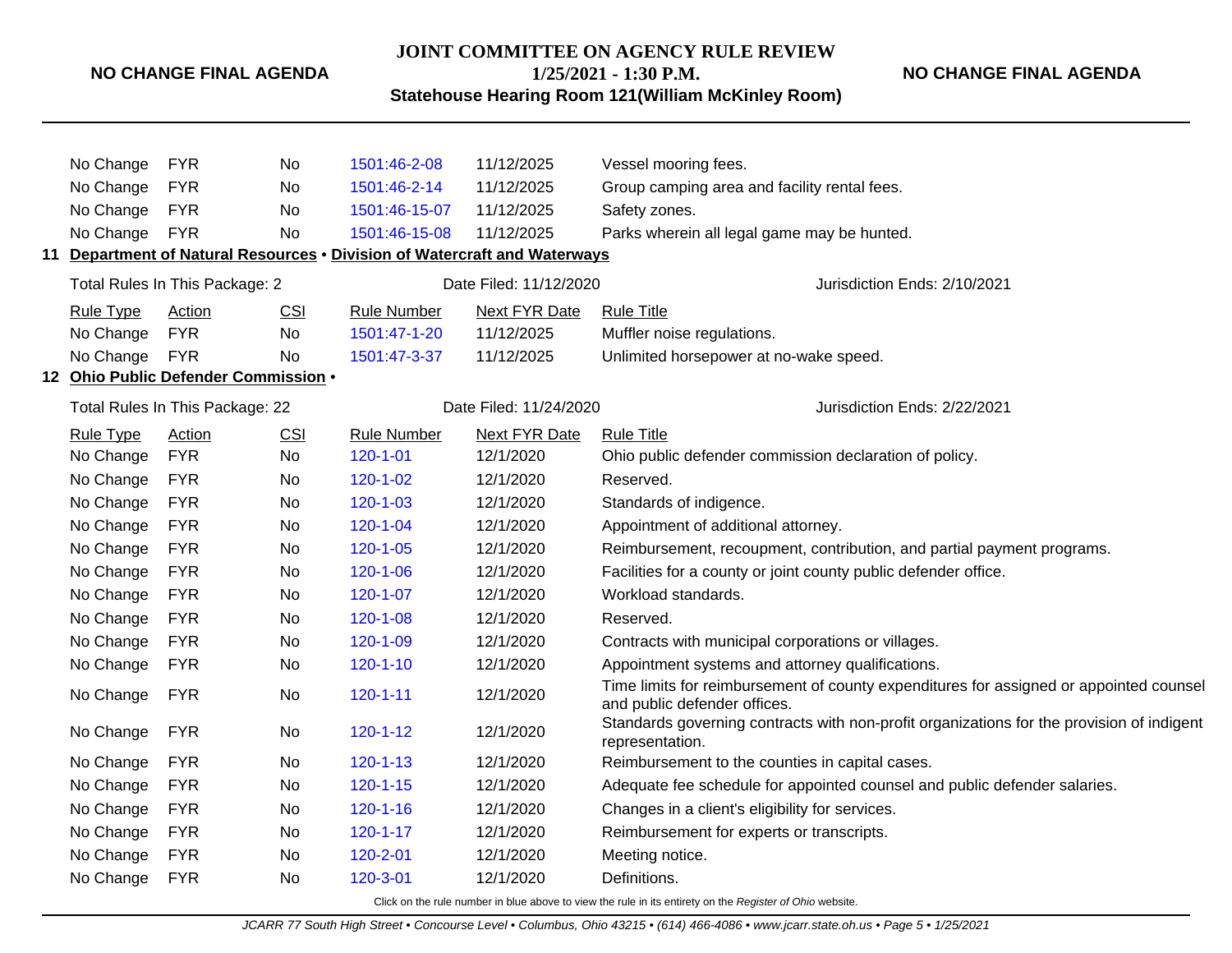| Rule Type | Action | CSI | Rule Number | Next FYR Date | Rule Title |
|---|---|---|---|---|---|
| No Change | FYR | No | 1501:46-2-08 | 11/12/2025 | Vessel mooring fees. |
| No Change | FYR | No | 1501:46-2-14 | 11/12/2025 | Group camping area and facility rental fees. |
| No Change | FYR | No | 1501:46-15-07 | 11/12/2025 | Safety zones. |
| No Change | FYR | No | 1501:46-15-08 | 11/12/2025 | Parks wherein all legal game may be hunted. |

**11 Department of Natural Resources • Division of Watercraft and Waterways**

Total Rules In This Package: 2 | Date Filed: 11/12/2020 | Jurisdiction Ends: 2/10/2021

| Rule Type | Action | CSI | Rule Number | Next FYR Date | Rule Title |
|---|---|---|---|---|---|
| No Change | FYR | No | 1501:47-1-20 | 11/12/2025 | Muffler noise regulations. |
| No Change | FYR | No | 1501:47-3-37 | 11/12/2025 | Unlimited horsepower at no-wake speed. |

**12 Ohio Public Defender Commission •**

Total Rules In This Package: 22 | Date Filed: 11/24/2020 | Jurisdiction Ends: 2/22/2021

| Rule Type | Action | CSI | Rule Number | Next FYR Date | Rule Title |
|---|---|---|---|---|---|
| No Change | FYR | No | 120-1-01 | 12/1/2020 | Ohio public defender commission declaration of policy. |
| No Change | FYR | No | 120-1-02 | 12/1/2020 | Reserved. |
| No Change | FYR | No | 120-1-03 | 12/1/2020 | Standards of indigence. |
| No Change | FYR | No | 120-1-04 | 12/1/2020 | Appointment of additional attorney. |
| No Change | FYR | No | 120-1-05 | 12/1/2020 | Reimbursement, recoupment, contribution, and partial payment programs. |
| No Change | FYR | No | 120-1-06 | 12/1/2020 | Facilities for a county or joint county public defender office. |
| No Change | FYR | No | 120-1-07 | 12/1/2020 | Workload standards. |
| No Change | FYR | No | 120-1-08 | 12/1/2020 | Reserved. |
| No Change | FYR | No | 120-1-09 | 12/1/2020 | Contracts with municipal corporations or villages. |
| No Change | FYR | No | 120-1-10 | 12/1/2020 | Appointment systems and attorney qualifications. |
| No Change | FYR | No | 120-1-11 | 12/1/2020 | Time limits for reimbursement of county expenditures for assigned or appointed counsel and public defender offices. |
| No Change | FYR | No | 120-1-12 | 12/1/2020 | Standards governing contracts with non-profit organizations for the provision of indigent representation. |
| No Change | FYR | No | 120-1-13 | 12/1/2020 | Reimbursement to the counties in capital cases. |
| No Change | FYR | No | 120-1-15 | 12/1/2020 | Adequate fee schedule for appointed counsel and public defender salaries. |
| No Change | FYR | No | 120-1-16 | 12/1/2020 | Changes in a client's eligibility for services. |
| No Change | FYR | No | 120-1-17 | 12/1/2020 | Reimbursement for experts or transcripts. |
| No Change | FYR | No | 120-2-01 | 12/1/2020 | Meeting notice. |
| No Change | FYR | No | 120-3-01 | 12/1/2020 | Definitions. |

Click on the rule number in blue above to view the rule in its entirety on the *Register of Ohio* website.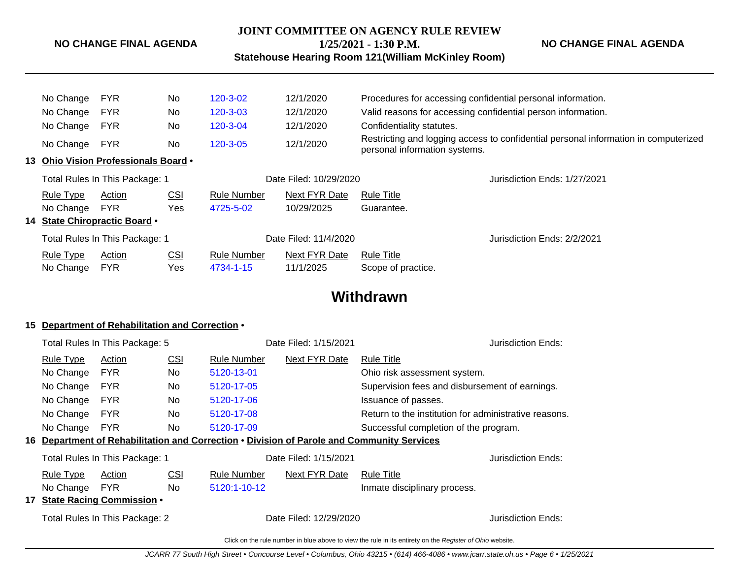| Rule Type | Action | CSI | Rule Number | Next FYR Date | Rule Title |
|---|---|---|---|---|---|
| No Change | FYR | No | 120-3-02 | 12/1/2020 | Procedures for accessing confidential personal information. |
| No Change | FYR | No | 120-3-03 | 12/1/2020 | Valid reasons for accessing confidential person information. |
| No Change | FYR | No | 120-3-04 | 12/1/2020 | Confidentiality statutes. |
| No Change | FYR | No | 120-3-05 | 12/1/2020 | Restricting and logging access to confidential personal information in computerized personal information systems. |

**13 Ohio Vision Professionals Board •**

Total Rules In This Package: 1 | Date Filed: 10/29/2020 | Jurisdiction Ends: 1/27/2021

| Rule Type | Action | CSI | Rule Number | Next FYR Date | Rule Title |
|---|---|---|---|---|---|
| No Change | FYR | Yes | 4725-5-02 | 10/29/2025 | Guarantee. |

**14 State Chiropractic Board •**

Total Rules In This Package: 1 | Date Filed: 11/4/2020 | Jurisdiction Ends: 2/2/2021

| Rule Type | Action | CSI | Rule Number | Next FYR Date | Rule Title |
|---|---|---|---|---|---|
| No Change | FYR | Yes | 4734-1-15 | 11/1/2025 | Scope of practice. |

## Withdrawn

**15 Department of Rehabilitation and Correction •**

Total Rules In This Package: 5 | Date Filed: 1/15/2021 | Jurisdiction Ends:

| Rule Type | Action | CSI | Rule Number | Next FYR Date | Rule Title |
|---|---|---|---|---|---|
| No Change | FYR | No | 5120-13-01 | | Ohio risk assessment system. |
| No Change | FYR | No | 5120-17-05 | | Supervision fees and disbursement of earnings. |
| No Change | FYR | No | 5120-17-06 | | Issuance of passes. |
| No Change | FYR | No | 5120-17-08 | | Return to the institution for administrative reasons. |
| No Change | FYR | No | 5120-17-09 | | Successful completion of the program. |

**16 Department of Rehabilitation and Correction • Division of Parole and Community Services**

Total Rules In This Package: 1 | Date Filed: 1/15/2021 | Jurisdiction Ends:

| Rule Type | Action | CSI | Rule Number | Next FYR Date | Rule Title |
|---|---|---|---|---|---|
| No Change | FYR | No | 5120:1-10-12 | | Inmate disciplinary process. |

**17 State Racing Commission •**

Total Rules In This Package: 2 | Date Filed: 12/29/2020 | Jurisdiction Ends:

Click on the rule number in blue above to view the rule in its entirety on the *Register of Ohio* website.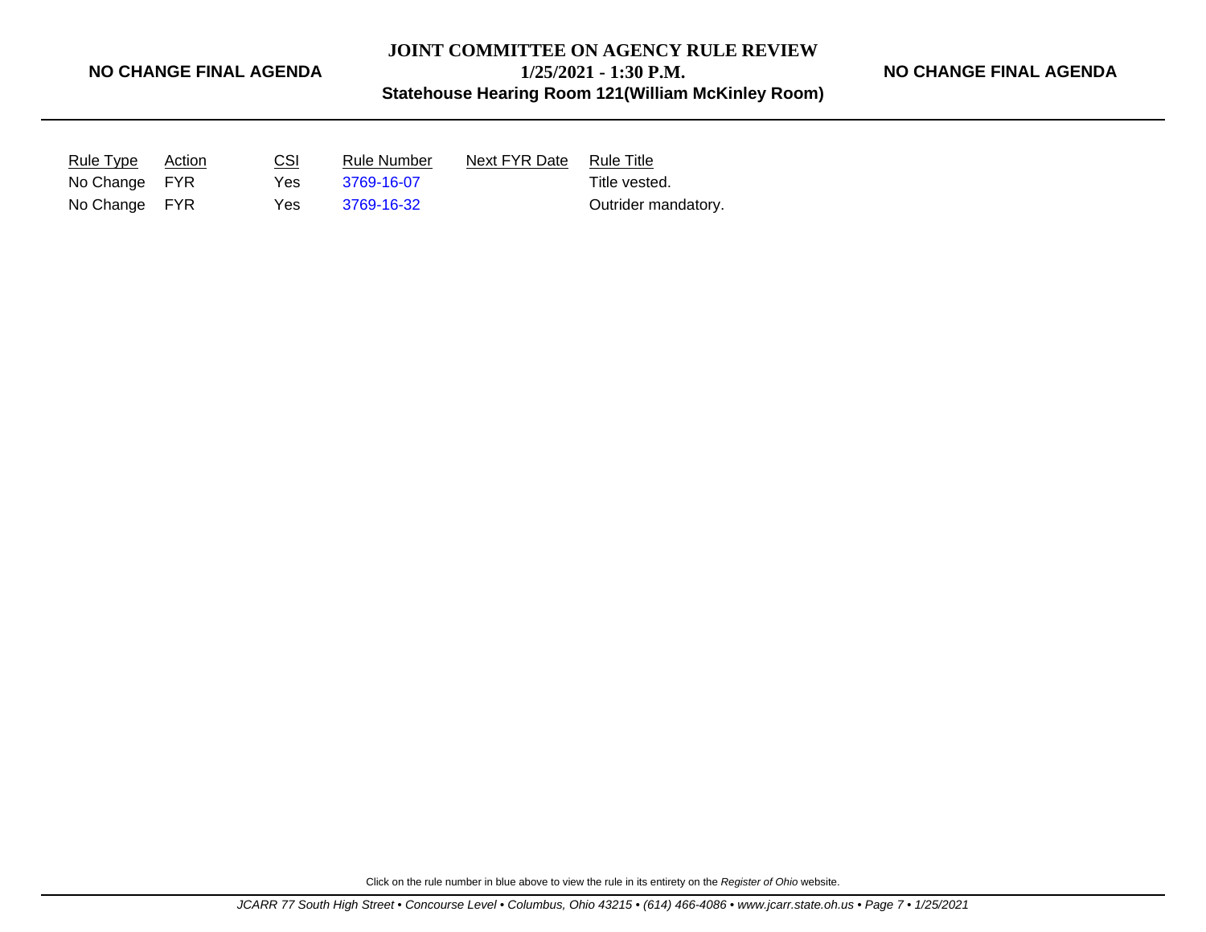**NO CHANGE FINAL AGENDA**

# JOINT COMMITTEE ON AGENCY RULE REVIEW

**1/25/2021 - 1:30 P.M.**

**Statehouse Hearing Room 121(William McKinley Room)**

**NO CHANGE FINAL AGENDA**

| Rule Type | Action | CSI | Rule Number | Next FYR Date | Rule Title |
|---|---|---|---|---|---|
| No Change | FYR | Yes | 3769-16-07 | | Title vested. |
| No Change | FYR | Yes | 3769-16-32 | | Outrider mandatory. |

Click on the rule number in blue above to view the rule in its entirety on the *Register of Ohio* website.

*JCARR 77 South High Street • Concourse Level • Columbus, Ohio 43215 • (614) 466-4086 • www.jcarr.state.oh.us • Page 7 • 1/25/2021*